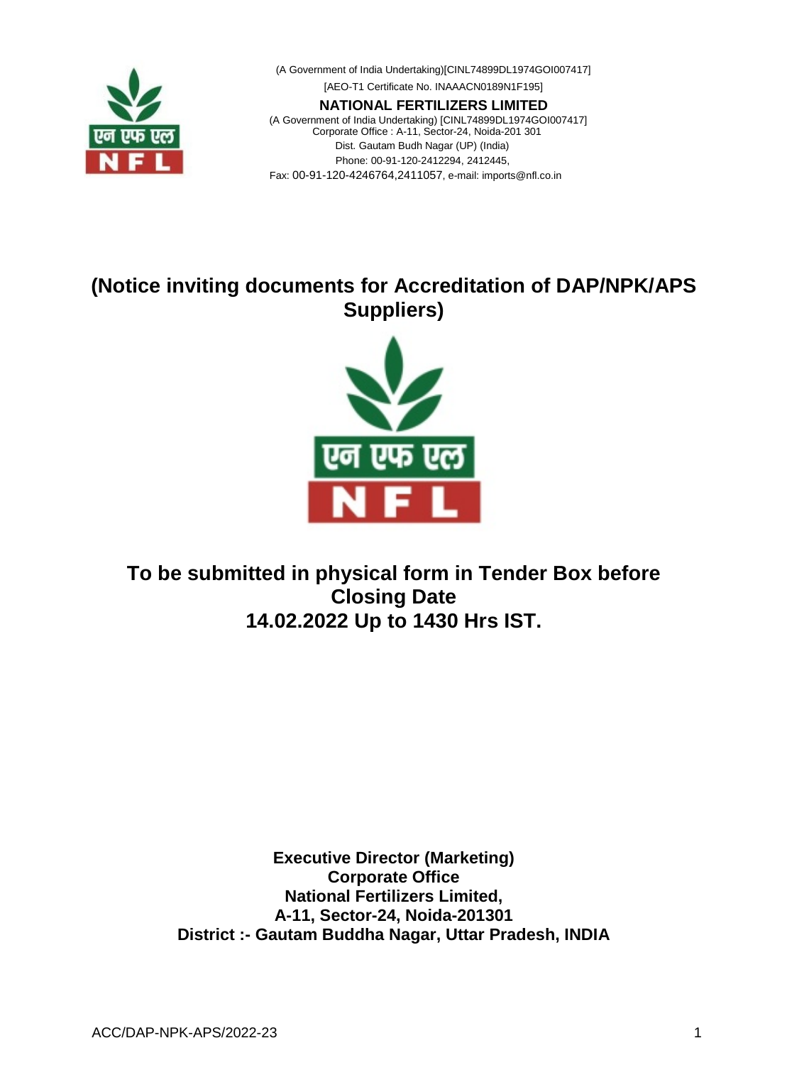(A Government of India Undertaking)[CINL74899DL1974GOI007417]

[AEO-T1 Certificate No. INAAACN0189N1F195]

**NATIONAL FERTILIZERS LIMITED**

(A Government of India Undertaking) [CINL74899DL1974GOI007417]
Corporate Office : A-11, Sector-24, Noida-201 301
Dist. Gautam Budh Nagar (UP) (India)
Phone: 00-91-120-2412294, 2412445,
Fax: 00-91-120-4246764,2411057, e-mail: imports@nfl.co.in

# (Notice inviting documents for Accreditation of DAP/NPK/APS Suppliers)

## To be submitted in physical form in Tender Box before Closing Date 14.02.2022 Up to 1430 Hrs IST.

**Executive Director (Marketing)**
**Corporate Office**
**National Fertilizers Limited,**
**A-11, Sector-24, Noida-201301**
**District :- Gautam Buddha Nagar, Uttar Pradesh, INDIA**

ACC/DAP-NPK-APS/2022-23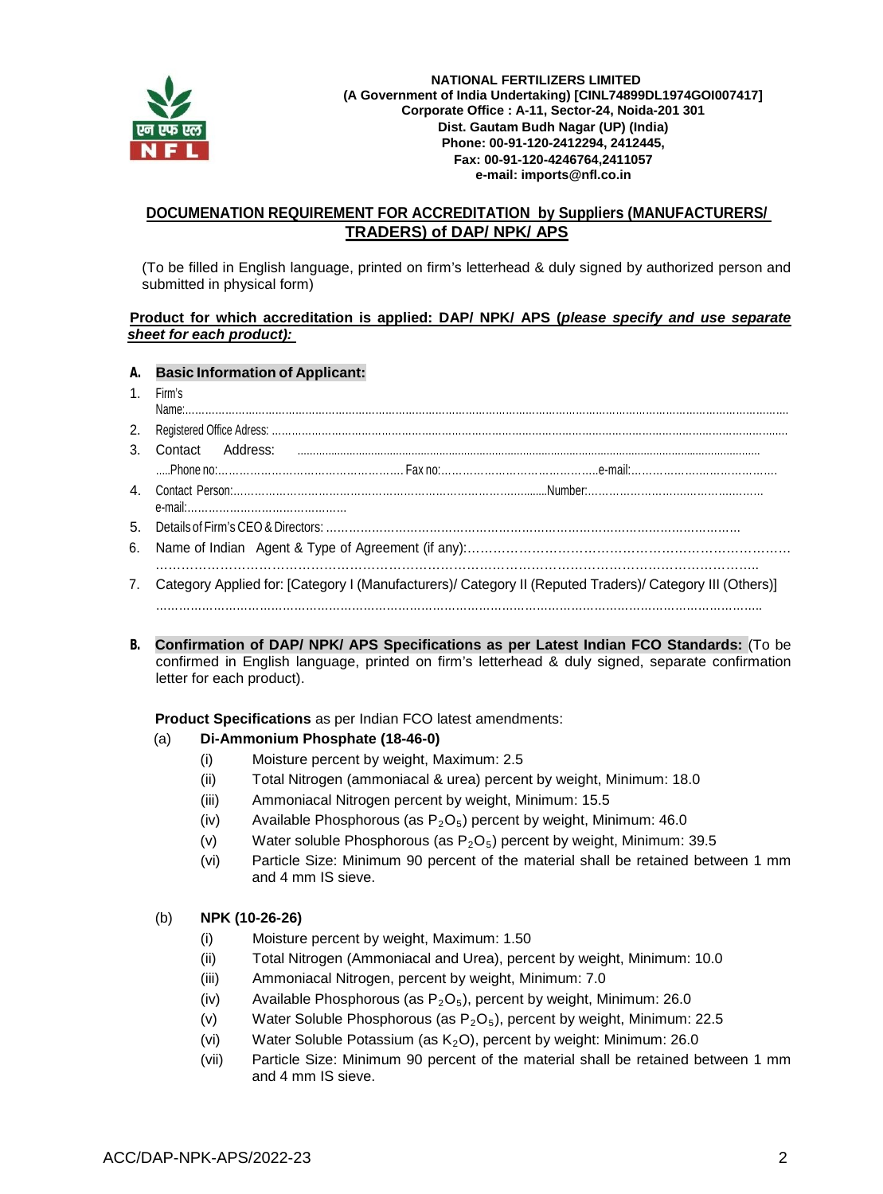**NATIONAL FERTILIZERS LIMITED**
**(A Government of India Undertaking) [CINL74899DL1974GOI007417]**
**Corporate Office : A-11, Sector-24, Noida-201 301**
**Dist. Gautam Budh Nagar (UP) (India)**
**Phone: 00-91-120-2412294, 2412445,**
**Fax: 00-91-120-4246764,2411057**
**e-mail: imports@nfl.co.in**

## DOCUMENATION REQUIREMENT FOR ACCREDITATION by Suppliers (MANUFACTURERS/ TRADERS) of DAP/ NPK/ APS

(To be filled in English language, printed on firm's letterhead & duly signed by authorized person and submitted in physical form)

**Product for which accreditation is applied: DAP/ NPK/ APS (*please specify and use separate sheet for each product):***

### A. Basic Information of Applicant:

1. Firm's Name:.................................................................................................................................................................
2. Registered Office Adress: ......................................................................................................................................
3. Contact Address: ..................................................................................................................................................
   .....Phone no:.............................................. Fax no:............................................e-mail:..........................................
4. Contact Person:.........................................................................................................Number:..................................................
   e-mail:.............................................
5. Details of Firm's CEO & Directors: ............................................................................................................
6. Name of Indian Agent & Type of Agreement (if any):.......................................................................
   ...........................................................................................................................
7. Category Applied for: [Category I (Manufacturers)/ Category II (Reputed Traders)/ Category III (Others)]
   ...............................................................................................................................................

### B. Confirmation of DAP/ NPK/ APS Specifications as per Latest Indian FCO Standards: (To be confirmed in English language, printed on firm's letterhead & duly signed, separate confirmation letter for each product).

**Product Specifications** as per Indian FCO latest amendments:

(a) **Di-Ammonium Phosphate (18-46-0)**

- (i) Moisture percent by weight, Maximum: 2.5
- (ii) Total Nitrogen (ammoniacal & urea) percent by weight, Minimum: 18.0
- (iii) Ammoniacal Nitrogen percent by weight, Minimum: 15.5
- (iv) Available Phosphorous (as $P_2O_5$) percent by weight, Minimum: 46.0
- (v) Water soluble Phosphorous (as $P_2O_5$) percent by weight, Minimum: 39.5
- (vi) Particle Size: Minimum 90 percent of the material shall be retained between 1 mm and 4 mm IS sieve.

(b) **NPK (10-26-26)**

- (i) Moisture percent by weight, Maximum: 1.50
- (ii) Total Nitrogen (Ammoniacal and Urea), percent by weight, Minimum: 10.0
- (iii) Ammoniacal Nitrogen, percent by weight, Minimum: 7.0
- (iv) Available Phosphorous (as $P_2O_5$), percent by weight, Minimum: 26.0
- (v) Water Soluble Phosphorous (as $P_2O_5$), percent by weight, Minimum: 22.5
- (vi) Water Soluble Potassium (as $K_2O$), percent by weight: Minimum: 26.0
- (vii) Particle Size: Minimum 90 percent of the material shall be retained between 1 mm and 4 mm IS sieve.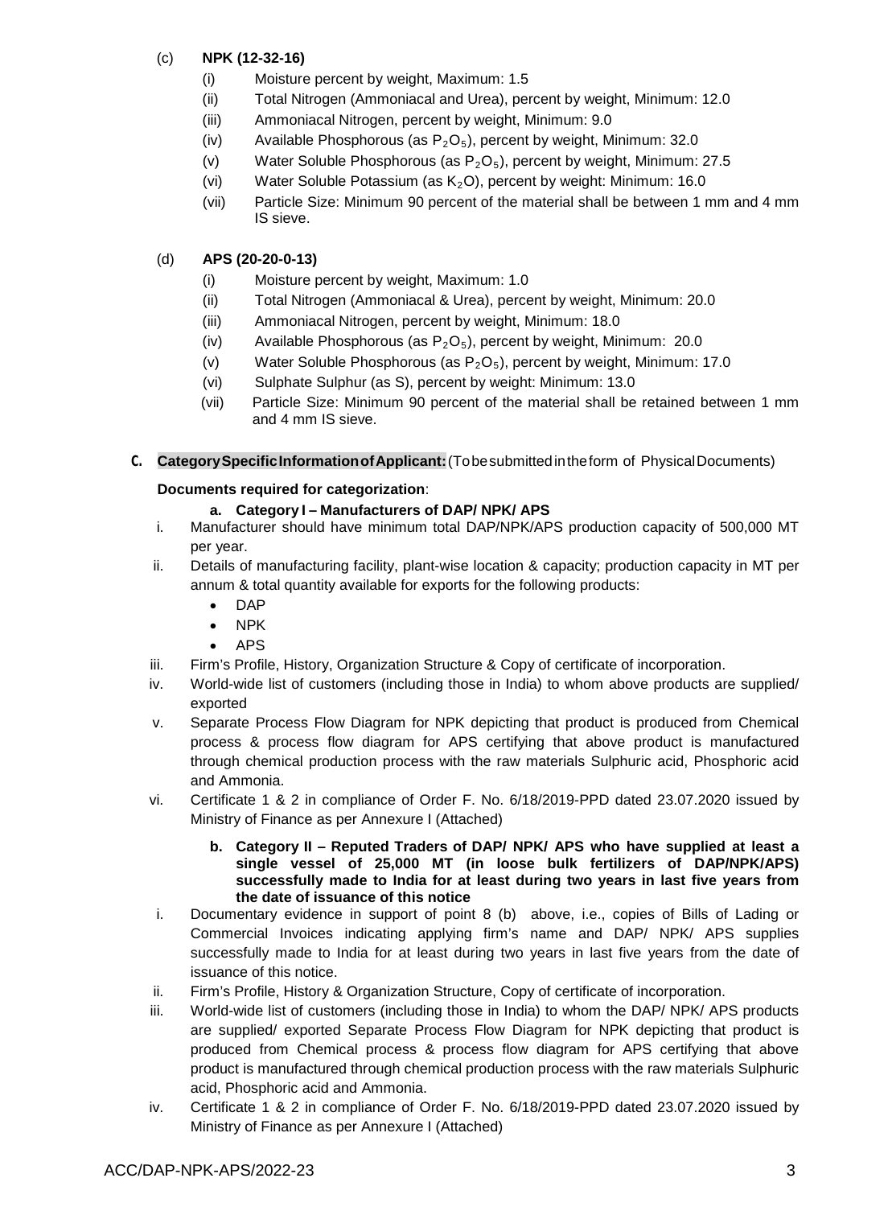(c) **NPK (12-32-16)**

- (i) Moisture percent by weight, Maximum: 1.5
- (ii) Total Nitrogen (Ammoniacal and Urea), percent by weight, Minimum: 12.0
- (iii) Ammoniacal Nitrogen, percent by weight, Minimum: 9.0
- (iv) Available Phosphorous (as $P_2O_5$), percent by weight, Minimum: 32.0
- (v) Water Soluble Phosphorous (as $P_2O_5$), percent by weight, Minimum: 27.5
- (vi) Water Soluble Potassium (as $K_2O$), percent by weight: Minimum: 16.0
- (vii) Particle Size: Minimum 90 percent of the material shall be between 1 mm and 4 mm IS sieve.

(d) **APS (20-20-0-13)**

- (i) Moisture percent by weight, Maximum: 1.0
- (ii) Total Nitrogen (Ammoniacal & Urea), percent by weight, Minimum: 20.0
- (iii) Ammoniacal Nitrogen, percent by weight, Minimum: 18.0
- (iv) Available Phosphorous (as $P_2O_5$), percent by weight, Minimum: 20.0
- (v) Water Soluble Phosphorous (as $P_2O_5$), percent by weight, Minimum: 17.0
- (vi) Sulphate Sulphur (as S), percent by weight: Minimum: 13.0
- (vii) Particle Size: Minimum 90 percent of the material shall be retained between 1 mm and 4 mm IS sieve.

**C. Category Specific Information of Applicant:** (To be submitted in the form of Physical Documents)

**Documents required for categorization**:

**a. Category I – Manufacturers of DAP/ NPK/ APS**

- i. Manufacturer should have minimum total DAP/NPK/APS production capacity of 500,000 MT per year.
- ii. Details of manufacturing facility, plant-wise location & capacity; production capacity in MT per annum & total quantity available for exports for the following products:
  - DAP
  - NPK
  - APS
- iii. Firm's Profile, History, Organization Structure & Copy of certificate of incorporation.
- iv. World-wide list of customers (including those in India) to whom above products are supplied/ exported
- v. Separate Process Flow Diagram for NPK depicting that product is produced from Chemical process & process flow diagram for APS certifying that above product is manufactured through chemical production process with the raw materials Sulphuric acid, Phosphoric acid and Ammonia.
- vi. Certificate 1 & 2 in compliance of Order F. No. 6/18/2019-PPD dated 23.07.2020 issued by Ministry of Finance as per Annexure I (Attached)

**b. Category II – Reputed Traders of DAP/ NPK/ APS who have supplied at least a single vessel of 25,000 MT (in loose bulk fertilizers of DAP/NPK/APS) successfully made to India for at least during two years in last five years from the date of issuance of this notice**

- i. Documentary evidence in support of point 8 (b) above, i.e., copies of Bills of Lading or Commercial Invoices indicating applying firm's name and DAP/ NPK/ APS supplies successfully made to India for at least during two years in last five years from the date of issuance of this notice.
- ii. Firm's Profile, History & Organization Structure, Copy of certificate of incorporation.
- iii. World-wide list of customers (including those in India) to whom the DAP/ NPK/ APS products are supplied/ exported Separate Process Flow Diagram for NPK depicting that product is produced from Chemical process & process flow diagram for APS certifying that above product is manufactured through chemical production process with the raw materials Sulphuric acid, Phosphoric acid and Ammonia.
- iv. Certificate 1 & 2 in compliance of Order F. No. 6/18/2019-PPD dated 23.07.2020 issued by Ministry of Finance as per Annexure I (Attached)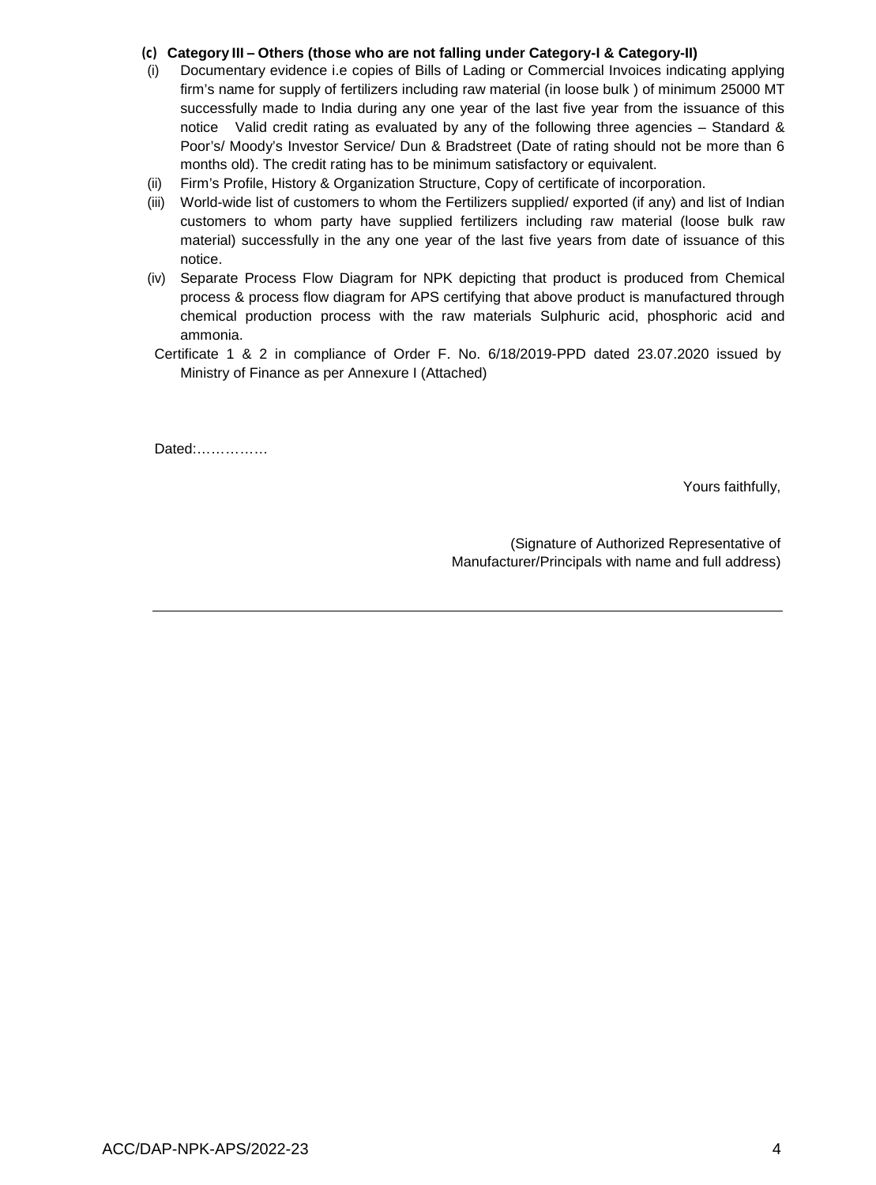**(c) Category III – Others (those who are not falling under Category-I & Category-II)**

(i) Documentary evidence i.e copies of Bills of Lading or Commercial Invoices indicating applying firm's name for supply of fertilizers including raw material (in loose bulk ) of minimum 25000 MT successfully made to India during any one year of the last five year from the issuance of this notice Valid credit rating as evaluated by any of the following three agencies – Standard & Poor's/ Moody's Investor Service/ Dun & Bradstreet (Date of rating should not be more than 6 months old). The credit rating has to be minimum satisfactory or equivalent.

(ii) Firm's Profile, History & Organization Structure, Copy of certificate of incorporation.

(iii) World-wide list of customers to whom the Fertilizers supplied/ exported (if any) and list of Indian customers to whom party have supplied fertilizers including raw material (loose bulk raw material) successfully in the any one year of the last five years from date of issuance of this notice.

(iv) Separate Process Flow Diagram for NPK depicting that product is produced from Chemical process & process flow diagram for APS certifying that above product is manufactured through chemical production process with the raw materials Sulphuric acid, phosphoric acid and ammonia.

Certificate 1 & 2 in compliance of Order F. No. 6/18/2019-PPD dated 23.07.2020 issued by Ministry of Finance as per Annexure I (Attached)

Dated:…………….

Yours faithfully,

(Signature of Authorized Representative of Manufacturer/Principals with name and full address)

---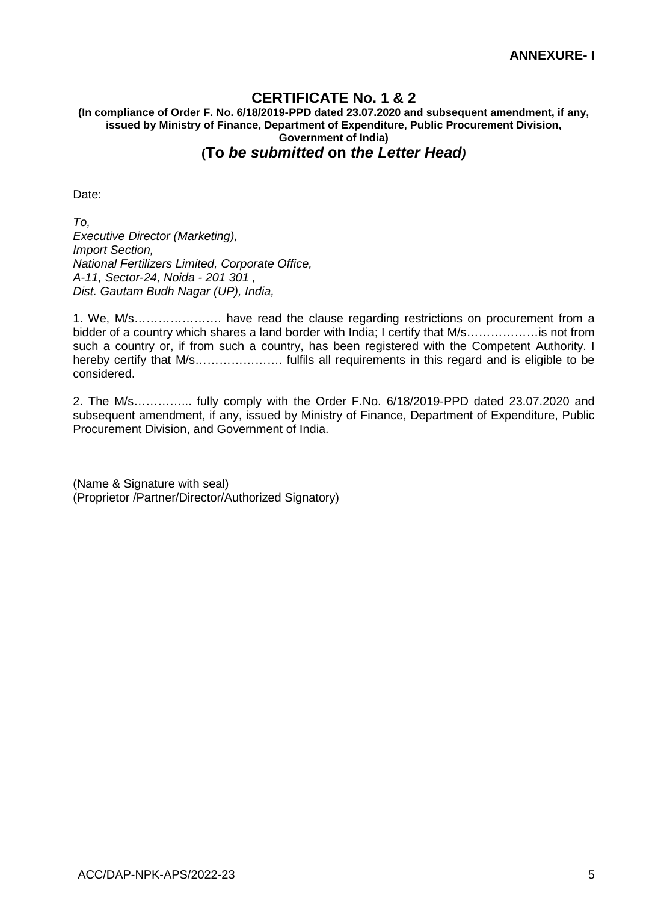**ANNEXURE- I**

# CERTIFICATE No. 1 & 2

**(In compliance of Order F. No. 6/18/2019-PPD dated 23.07.2020 and subsequent amendment, if any, issued by Ministry of Finance, Department of Expenditure, Public Procurement Division, Government of India)**

**(To *be submitted* on *the Letter Head*)**

Date:

*To,*
*Executive Director (Marketing),*
*Import Section,*
*National Fertilizers Limited, Corporate Office,*
*A-11, Sector-24, Noida - 201 301 ,*
*Dist. Gautam Budh Nagar (UP), India,*

1. We, M/s…………………. have read the clause regarding restrictions on procurement from a bidder of a country which shares a land border with India; I certify that M/s………………is not from such a country or, if from such a country, has been registered with the Competent Authority. I hereby certify that M/s…………………. fulfils all requirements in this regard and is eligible to be considered.

2. The M/s…………... fully comply with the Order F.No. 6/18/2019-PPD dated 23.07.2020 and subsequent amendment, if any, issued by Ministry of Finance, Department of Expenditure, Public Procurement Division, and Government of India.

(Name & Signature with seal)
(Proprietor /Partner/Director/Authorized Signatory)